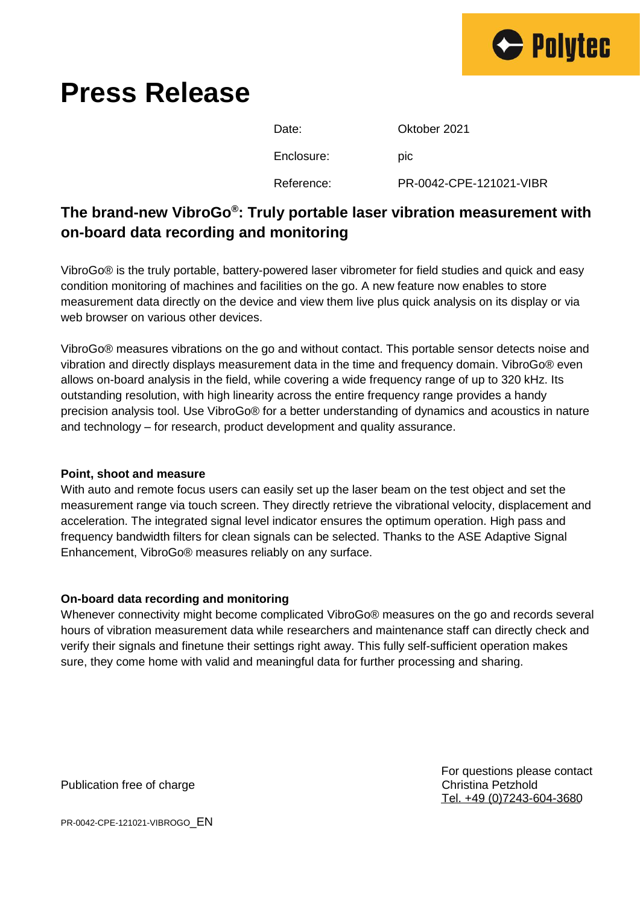# Press Release

| | |
|---|---|
| Date: | Oktober 2021 |
| Enclosure: | pic |
| Reference: | PR-0042-CPE-121021-VIBR |

## The brand-new VibroGo®: Truly portable laser vibration measurement with on-board data recording and monitoring

VibroGo® is the truly portable, battery-powered laser vibrometer for field studies and quick and easy condition monitoring of machines and facilities on the go. A new feature now enables to store measurement data directly on the device and view them live plus quick analysis on its display or via web browser on various other devices.

VibroGo® measures vibrations on the go and without contact. This portable sensor detects noise and vibration and directly displays measurement data in the time and frequency domain. VibroGo® even allows on-board analysis in the field, while covering a wide frequency range of up to 320 kHz. Its outstanding resolution, with high linearity across the entire frequency range provides a handy precision analysis tool. Use VibroGo® for a better understanding of dynamics and acoustics in nature and technology – for research, product development and quality assurance.

**Point, shoot and measure**

With auto and remote focus users can easily set up the laser beam on the test object and set the measurement range via touch screen. They directly retrieve the vibrational velocity, displacement and acceleration. The integrated signal level indicator ensures the optimum operation. High pass and frequency bandwidth filters for clean signals can be selected. Thanks to the ASE Adaptive Signal Enhancement, VibroGo® measures reliably on any surface.

**On-board data recording and monitoring**

Whenever connectivity might become complicated VibroGo® measures on the go and records several hours of vibration measurement data while researchers and maintenance staff can directly check and verify their signals and finetune their settings right away. This fully self-sufficient operation makes sure, they come home with valid and meaningful data for further processing and sharing.

Publication free of charge

For questions please contact
Christina Petzhold
Tel. +49 (0)7243-604-3680

PR-0042-CPE-121021-VIBROGO_EN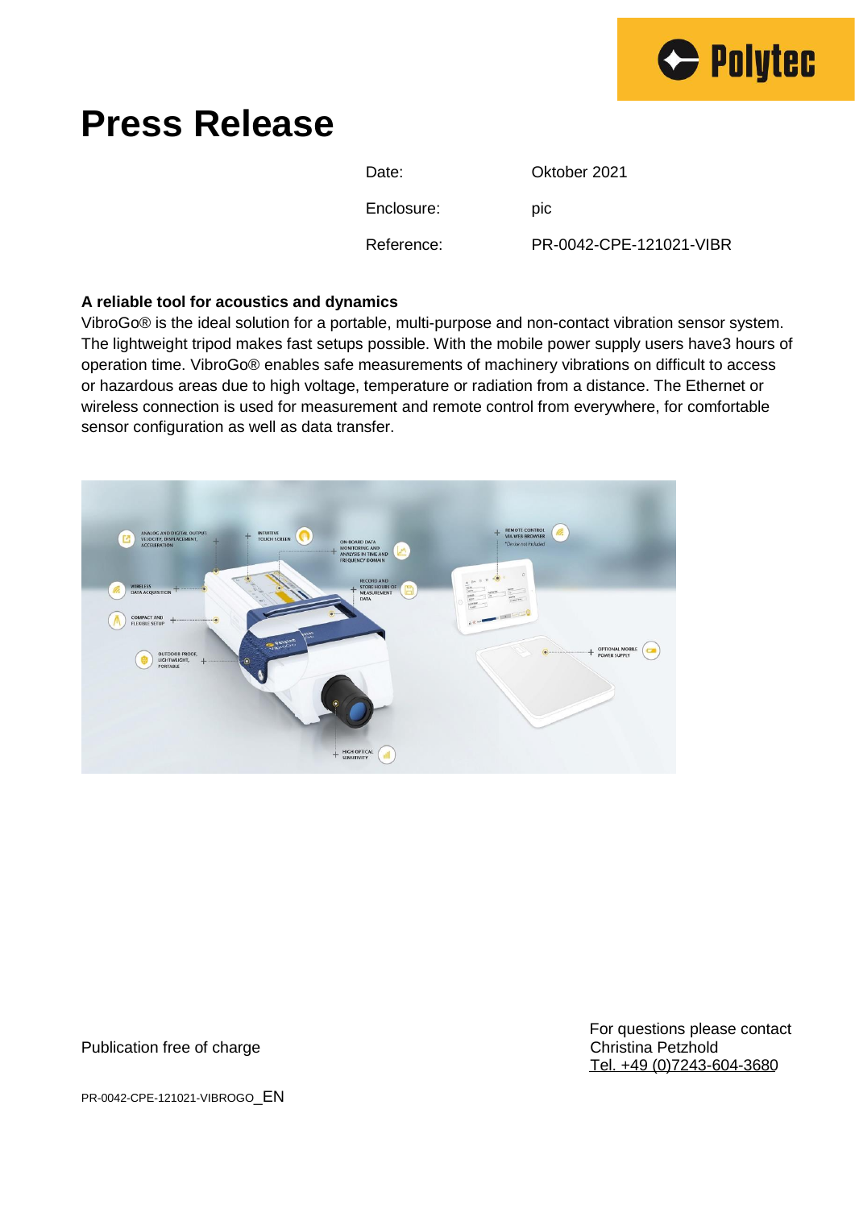# Press Release

| | |
|---|---|
| Date: | Oktober 2021 |
| Enclosure: | pic |
| Reference: | PR-0042-CPE-121021-VIBR |

**A reliable tool for acoustics and dynamics**

VibroGo® is the ideal solution for a portable, multi-purpose and non-contact vibration sensor system. The lightweight tripod makes fast setups possible. With the mobile power supply users have3 hours of operation time. VibroGo® enables safe measurements of machinery vibrations on difficult to access or hazardous areas due to high voltage, temperature or radiation from a distance. The Ethernet or wireless connection is used for measurement and remote control from everywhere, for comfortable sensor configuration as well as data transfer.

Publication free of charge

For questions please contact
Christina Petzhold
Tel. +49 (0)7243-604-3680

PR-0042-CPE-121021-VIBROGO_EN